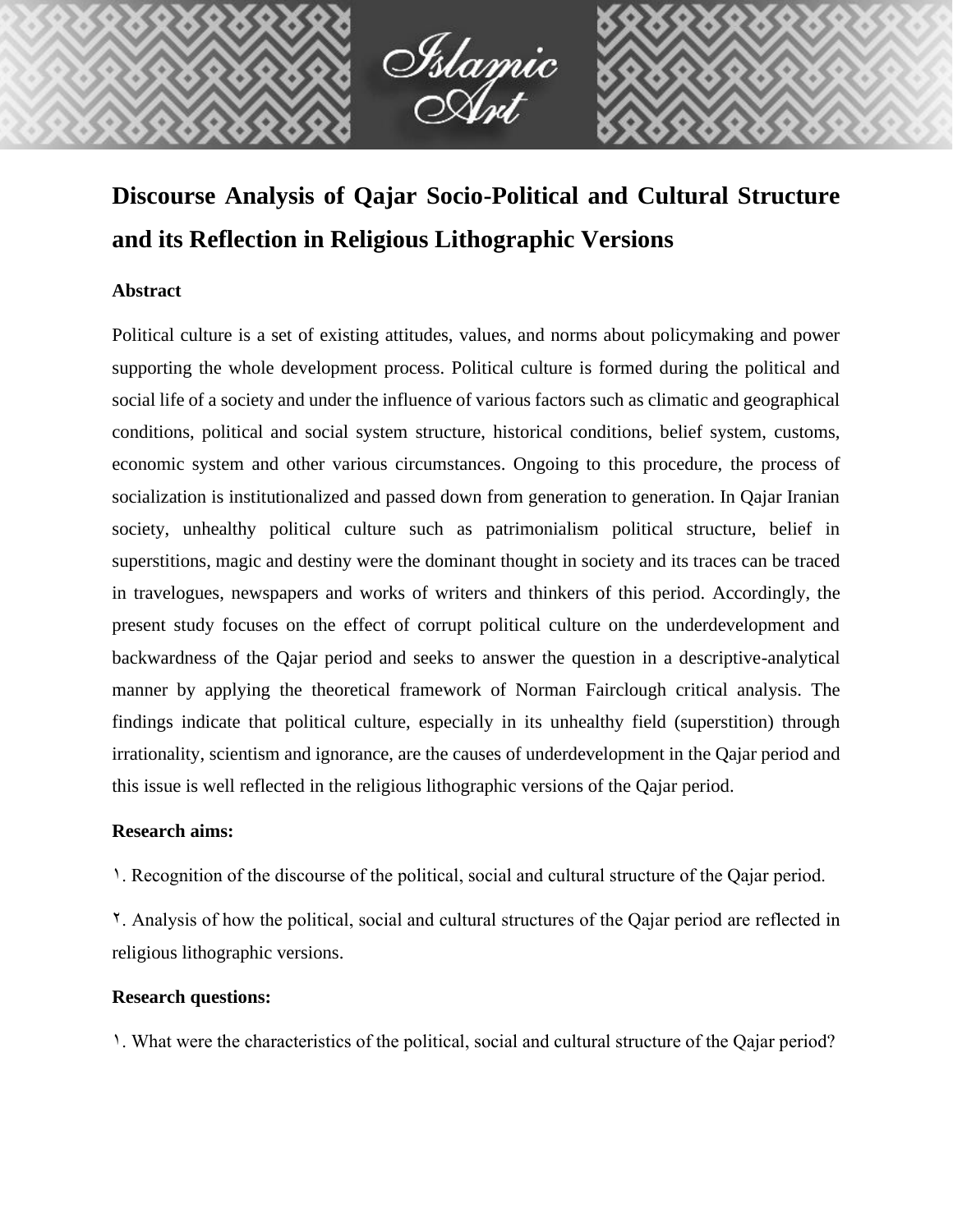# Discourse Analysis of Qajar Socio-Political and Cultural Structure and its Reflection in Religious Lithographic Versions

**Abstract**

Political culture is a set of existing attitudes, values, and norms about policymaking and power supporting the whole development process. Political culture is formed during the political and social life of a society and under the influence of various factors such as climatic and geographical conditions, political and social system structure, historical conditions, belief system, customs, economic system and other various circumstances. Ongoing to this procedure, the process of socialization is institutionalized and passed down from generation to generation. In Qajar Iranian society, unhealthy political culture such as patrimonialism political structure, belief in superstitions, magic and destiny were the dominant thought in society and its traces can be traced in travelogues, newspapers and works of writers and thinkers of this period. Accordingly, the present study focuses on the effect of corrupt political culture on the underdevelopment and backwardness of the Qajar period and seeks to answer the question in a descriptive-analytical manner by applying the theoretical framework of Norman Fairclough critical analysis. The findings indicate that political culture, especially in its unhealthy field (superstition) through irrationality, scientism and ignorance, are the causes of underdevelopment in the Qajar period and this issue is well reflected in the religious lithographic versions of the Qajar period.

**Research aims:**

١. Recognition of the discourse of the political, social and cultural structure of the Qajar period.

٢. Analysis of how the political, social and cultural structures of the Qajar period are reflected in religious lithographic versions.

**Research questions:**

١. What were the characteristics of the political, social and cultural structure of the Qajar period?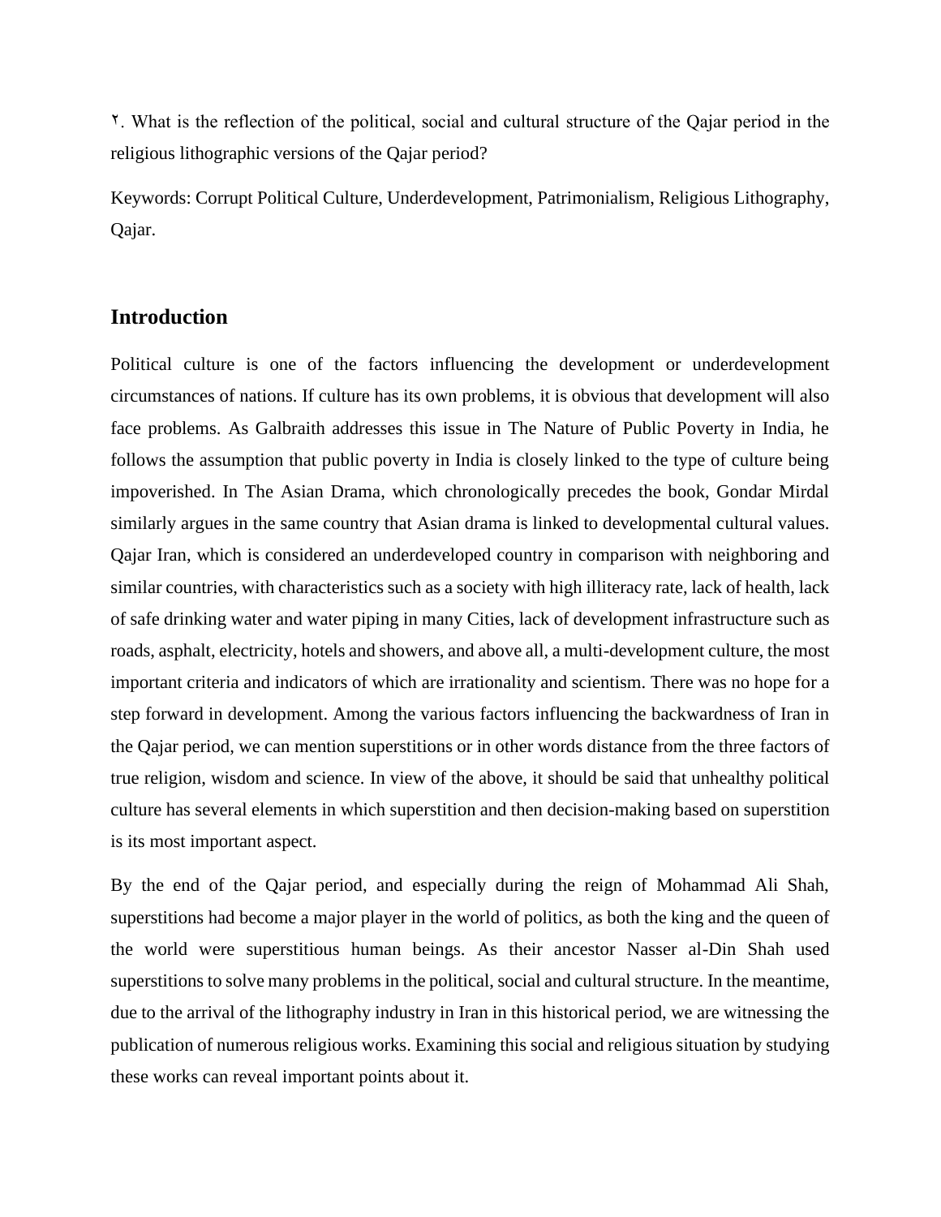٢. What is the reflection of the political, social and cultural structure of the Qajar period in the religious lithographic versions of the Qajar period?

Keywords: Corrupt Political Culture, Underdevelopment, Patrimonialism, Religious Lithography, Qajar.

## Introduction

Political culture is one of the factors influencing the development or underdevelopment circumstances of nations. If culture has its own problems, it is obvious that development will also face problems. As Galbraith addresses this issue in The Nature of Public Poverty in India, he follows the assumption that public poverty in India is closely linked to the type of culture being impoverished. In The Asian Drama, which chronologically precedes the book, Gondar Mirdal similarly argues in the same country that Asian drama is linked to developmental cultural values. Qajar Iran, which is considered an underdeveloped country in comparison with neighboring and similar countries, with characteristics such as a society with high illiteracy rate, lack of health, lack of safe drinking water and water piping in many Cities, lack of development infrastructure such as roads, asphalt, electricity, hotels and showers, and above all, a multi-development culture, the most important criteria and indicators of which are irrationality and scientism. There was no hope for a step forward in development. Among the various factors influencing the backwardness of Iran in the Qajar period, we can mention superstitions or in other words distance from the three factors of true religion, wisdom and science. In view of the above, it should be said that unhealthy political culture has several elements in which superstition and then decision-making based on superstition is its most important aspect.

By the end of the Qajar period, and especially during the reign of Mohammad Ali Shah, superstitions had become a major player in the world of politics, as both the king and the queen of the world were superstitious human beings. As their ancestor Nasser al-Din Shah used superstitions to solve many problems in the political, social and cultural structure. In the meantime, due to the arrival of the lithography industry in Iran in this historical period, we are witnessing the publication of numerous religious works. Examining this social and religious situation by studying these works can reveal important points about it.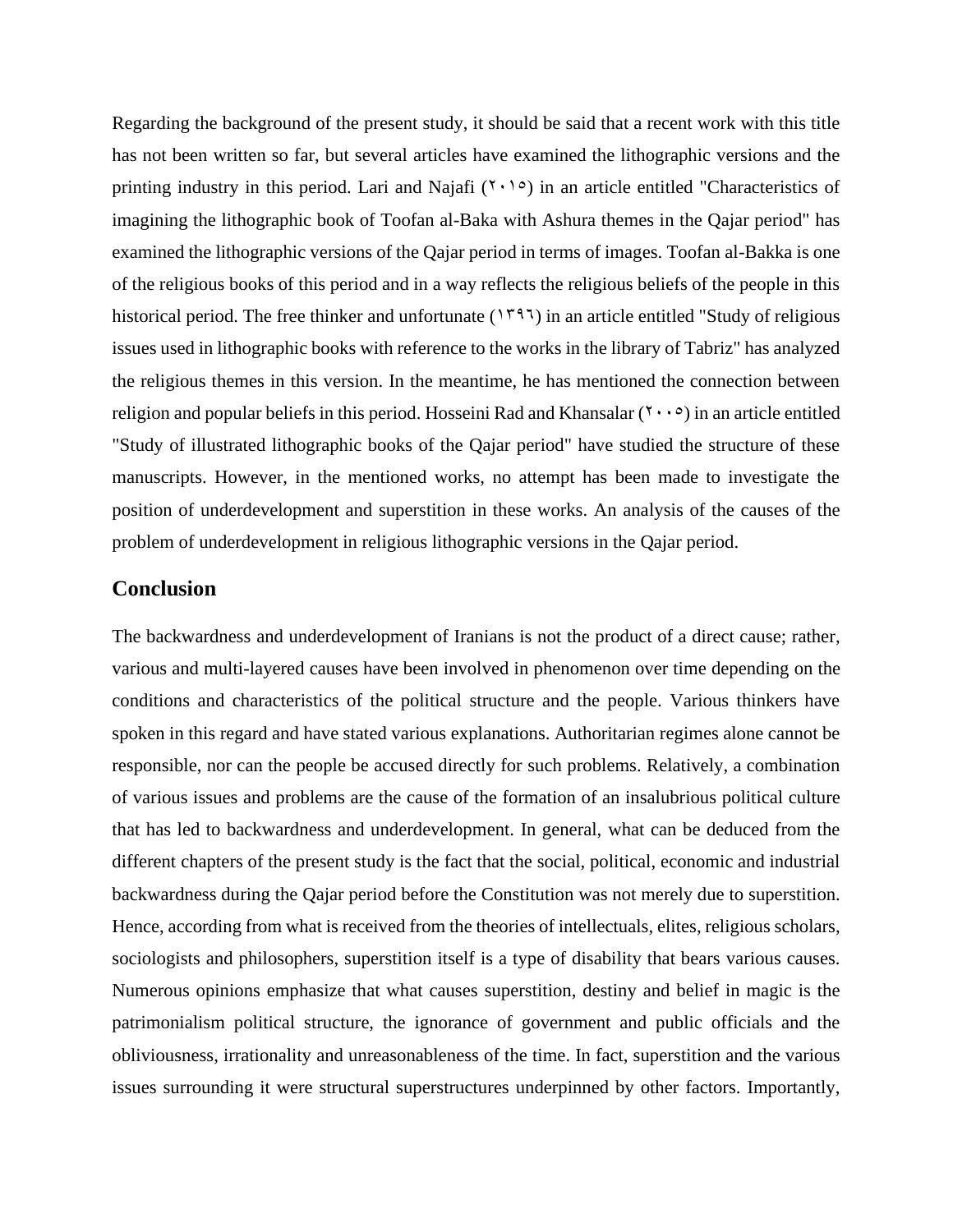Regarding the background of the present study, it should be said that a recent work with this title has not been written so far, but several articles have examined the lithographic versions and the printing industry in this period. Lari and Najafi (٢٠١٥) in an article entitled "Characteristics of imagining the lithographic book of Toofan al-Baka with Ashura themes in the Qajar period" has examined the lithographic versions of the Qajar period in terms of images. Toofan al-Bakka is one of the religious books of this period and in a way reflects the religious beliefs of the people in this historical period. The free thinker and unfortunate (١٣٩٦) in an article entitled "Study of religious issues used in lithographic books with reference to the works in the library of Tabriz" has analyzed the religious themes in this version. In the meantime, he has mentioned the connection between religion and popular beliefs in this period. Hosseini Rad and Khansalar (٢٠٠٥) in an article entitled "Study of illustrated lithographic books of the Qajar period" have studied the structure of these manuscripts. However, in the mentioned works, no attempt has been made to investigate the position of underdevelopment and superstition in these works. An analysis of the causes of the problem of underdevelopment in religious lithographic versions in the Qajar period.

## Conclusion

The backwardness and underdevelopment of Iranians is not the product of a direct cause; rather, various and multi-layered causes have been involved in phenomenon over time depending on the conditions and characteristics of the political structure and the people. Various thinkers have spoken in this regard and have stated various explanations. Authoritarian regimes alone cannot be responsible, nor can the people be accused directly for such problems. Relatively, a combination of various issues and problems are the cause of the formation of an insalubrious political culture that has led to backwardness and underdevelopment. In general, what can be deduced from the different chapters of the present study is the fact that the social, political, economic and industrial backwardness during the Qajar period before the Constitution was not merely due to superstition. Hence, according from what is received from the theories of intellectuals, elites, religious scholars, sociologists and philosophers, superstition itself is a type of disability that bears various causes. Numerous opinions emphasize that what causes superstition, destiny and belief in magic is the patrimonialism political structure, the ignorance of government and public officials and the obliviousness, irrationality and unreasonableness of the time. In fact, superstition and the various issues surrounding it were structural superstructures underpinned by other factors. Importantly,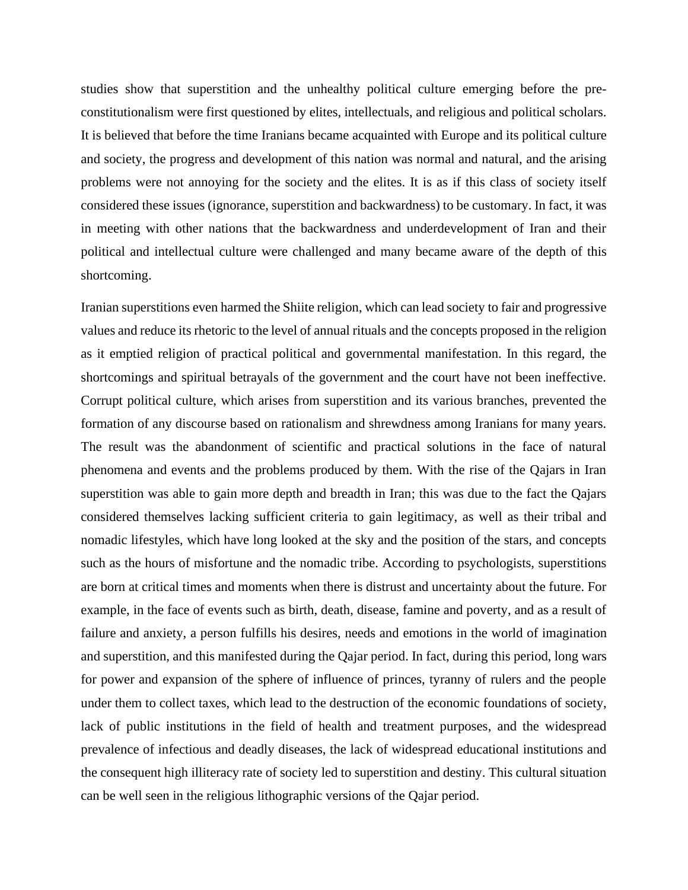studies show that superstition and the unhealthy political culture emerging before the pre-constitutionalism were first questioned by elites, intellectuals, and religious and political scholars. It is believed that before the time Iranians became acquainted with Europe and its political culture and society, the progress and development of this nation was normal and natural, and the arising problems were not annoying for the society and the elites. It is as if this class of society itself considered these issues (ignorance, superstition and backwardness) to be customary. In fact, it was in meeting with other nations that the backwardness and underdevelopment of Iran and their political and intellectual culture were challenged and many became aware of the depth of this shortcoming.

Iranian superstitions even harmed the Shiite religion, which can lead society to fair and progressive values and reduce its rhetoric to the level of annual rituals and the concepts proposed in the religion as it emptied religion of practical political and governmental manifestation. In this regard, the shortcomings and spiritual betrayals of the government and the court have not been ineffective. Corrupt political culture, which arises from superstition and its various branches, prevented the formation of any discourse based on rationalism and shrewdness among Iranians for many years. The result was the abandonment of scientific and practical solutions in the face of natural phenomena and events and the problems produced by them. With the rise of the Qajars in Iran superstition was able to gain more depth and breadth in Iran; this was due to the fact the Qajars considered themselves lacking sufficient criteria to gain legitimacy, as well as their tribal and nomadic lifestyles, which have long looked at the sky and the position of the stars, and concepts such as the hours of misfortune and the nomadic tribe. According to psychologists, superstitions are born at critical times and moments when there is distrust and uncertainty about the future. For example, in the face of events such as birth, death, disease, famine and poverty, and as a result of failure and anxiety, a person fulfills his desires, needs and emotions in the world of imagination and superstition, and this manifested during the Qajar period. In fact, during this period, long wars for power and expansion of the sphere of influence of princes, tyranny of rulers and the people under them to collect taxes, which lead to the destruction of the economic foundations of society, lack of public institutions in the field of health and treatment purposes, and the widespread prevalence of infectious and deadly diseases, the lack of widespread educational institutions and the consequent high illiteracy rate of society led to superstition and destiny. This cultural situation can be well seen in the religious lithographic versions of the Qajar period.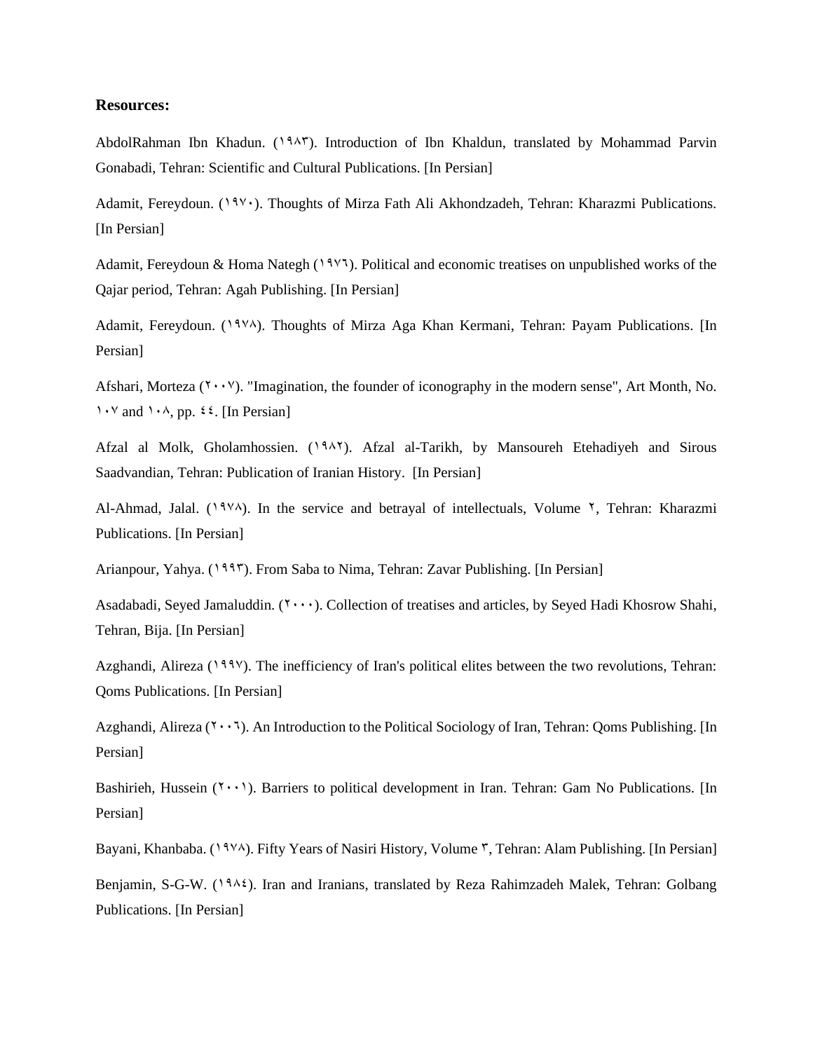**Resources:**

AbdolRahman Ibn Khadun. (١٩٨٣). Introduction of Ibn Khaldun, translated by Mohammad Parvin Gonabadi, Tehran: Scientific and Cultural Publications. [In Persian]

Adamit, Fereydoun. (١٩٧٠). Thoughts of Mirza Fath Ali Akhondzadeh, Tehran: Kharazmi Publications. [In Persian]

Adamit, Fereydoun & Homa Nategh (١٩٧٦). Political and economic treatises on unpublished works of the Qajar period, Tehran: Agah Publishing. [In Persian]

Adamit, Fereydoun. (١٩٧٨). Thoughts of Mirza Aga Khan Kermani, Tehran: Payam Publications. [In Persian]

Afshari, Morteza (٢٠٠٧). "Imagination, the founder of iconography in the modern sense", Art Month, No. ١٠٧ and ١٠٨, pp. ٤٤. [In Persian]

Afzal al Molk, Gholamhossien. (١٩٨٢). Afzal al-Tarikh, by Mansoureh Etehadiyeh and Sirous Saadvandian, Tehran: Publication of Iranian History. [In Persian]

Al-Ahmad, Jalal. (١٩٧٨). In the service and betrayal of intellectuals, Volume ٢, Tehran: Kharazmi Publications. [In Persian]

Arianpour, Yahya. (١٩٩٣). From Saba to Nima, Tehran: Zavar Publishing. [In Persian]

Asadabadi, Seyed Jamaluddin. (٢٠٠٠). Collection of treatises and articles, by Seyed Hadi Khosrow Shahi, Tehran, Bija. [In Persian]

Azghandi, Alireza (١٩٩٧). The inefficiency of Iran's political elites between the two revolutions, Tehran: Qoms Publications. [In Persian]

Azghandi, Alireza (٢٠٠٦). An Introduction to the Political Sociology of Iran, Tehran: Qoms Publishing. [In Persian]

Bashirieh, Hussein (٢٠٠١). Barriers to political development in Iran. Tehran: Gam No Publications. [In Persian]

Bayani, Khanbaba. (١٩٧٨). Fifty Years of Nasiri History, Volume ٣, Tehran: Alam Publishing. [In Persian]

Benjamin, S-G-W. (١٩٨٤). Iran and Iranians, translated by Reza Rahimzadeh Malek, Tehran: Golbang Publications. [In Persian]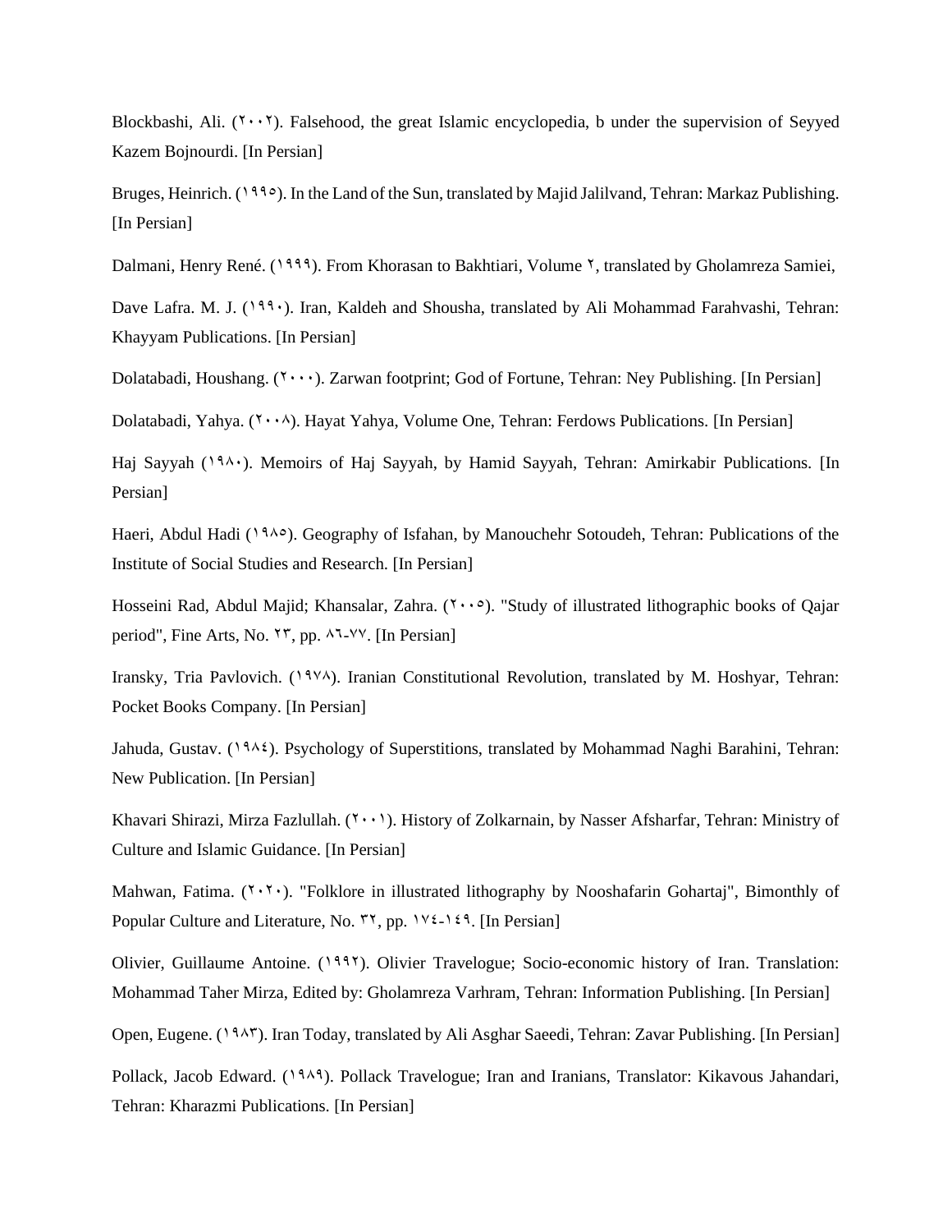Blockbashi, Ali. (۲۰۰۲). Falsehood, the great Islamic encyclopedia, b under the supervision of Seyyed Kazem Bojnourdi. [In Persian]

Bruges, Heinrich. (۱۹۹۵). In the Land of the Sun, translated by Majid Jalilvand, Tehran: Markaz Publishing. [In Persian]

Dalmani, Henry René. (۱۹۹۹). From Khorasan to Bakhtiari, Volume ۲, translated by Gholamreza Samiei,

Dave Lafra. M. J. (۱۹۹۰). Iran, Kaldeh and Shousha, translated by Ali Mohammad Farahvashi, Tehran: Khayyam Publications. [In Persian]

Dolatabadi, Houshang. (۲۰۰۰). Zarwan footprint; God of Fortune, Tehran: Ney Publishing. [In Persian]

Dolatabadi, Yahya. (۲۰۰۸). Hayat Yahya, Volume One, Tehran: Ferdows Publications. [In Persian]

Haj Sayyah (۱۹۸۰). Memoirs of Haj Sayyah, by Hamid Sayyah, Tehran: Amirkabir Publications. [In Persian]

Haeri, Abdul Hadi (۱۹۸۵). Geography of Isfahan, by Manouchehr Sotoudeh, Tehran: Publications of the Institute of Social Studies and Research. [In Persian]

Hosseini Rad, Abdul Majid; Khansalar, Zahra. (۲۰۰۵). "Study of illustrated lithographic books of Qajar period", Fine Arts, No. ۲۳, pp. ۸٦-۷۷. [In Persian]

Iransky, Tria Pavlovich. (۱۹۷۸). Iranian Constitutional Revolution, translated by M. Hoshyar, Tehran: Pocket Books Company. [In Persian]

Jahuda, Gustav. (۱۹۸٤). Psychology of Superstitions, translated by Mohammad Naghi Barahini, Tehran: New Publication. [In Persian]

Khavari Shirazi, Mirza Fazlullah. (۲۰۰۱). History of Zolkarnain, by Nasser Afsharfar, Tehran: Ministry of Culture and Islamic Guidance. [In Persian]

Mahwan, Fatima. (۲۰۲۰). "Folklore in illustrated lithography by Nooshafarin Gohartaj", Bimonthly of Popular Culture and Literature, No. ۳۲, pp. ۱۷٤-۱٤۹. [In Persian]

Olivier, Guillaume Antoine. (۱۹۹۲). Olivier Travelogue; Socio-economic history of Iran. Translation: Mohammad Taher Mirza, Edited by: Gholamreza Varhram, Tehran: Information Publishing. [In Persian]

Open, Eugene. (۱۹۸۳). Iran Today, translated by Ali Asghar Saeedi, Tehran: Zavar Publishing. [In Persian]

Pollack, Jacob Edward. (۱۹۸۹). Pollack Travelogue; Iran and Iranians, Translator: Kikavous Jahandari, Tehran: Kharazmi Publications. [In Persian]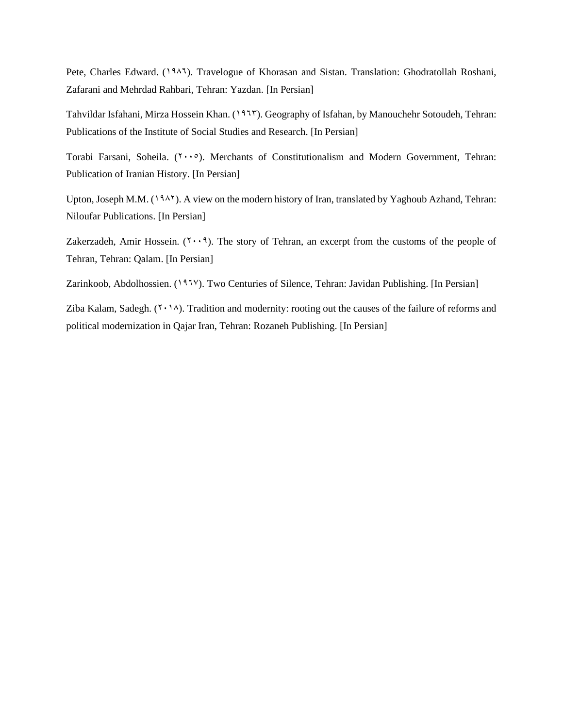Pete, Charles Edward. (١٩٨٦). Travelogue of Khorasan and Sistan. Translation: Ghodratollah Roshani, Zafarani and Mehrdad Rahbari, Tehran: Yazdan. [In Persian]

Tahvildar Isfahani, Mirza Hossein Khan. (١٩٦٣). Geography of Isfahan, by Manouchehr Sotoudeh, Tehran: Publications of the Institute of Social Studies and Research. [In Persian]

Torabi Farsani, Soheila. (٢٠٠٥). Merchants of Constitutionalism and Modern Government, Tehran: Publication of Iranian History. [In Persian]

Upton, Joseph M.M. (١٩٨٢). A view on the modern history of Iran, translated by Yaghoub Azhand, Tehran: Niloufar Publications. [In Persian]

Zakerzadeh, Amir Hossein. (٢٠٠٩). The story of Tehran, an excerpt from the customs of the people of Tehran, Tehran: Qalam. [In Persian]

Zarinkoob, Abdolhossien. (١٩٦٧). Two Centuries of Silence, Tehran: Javidan Publishing. [In Persian]

Ziba Kalam, Sadegh. (٢٠١٨). Tradition and modernity: rooting out the causes of the failure of reforms and political modernization in Qajar Iran, Tehran: Rozaneh Publishing. [In Persian]